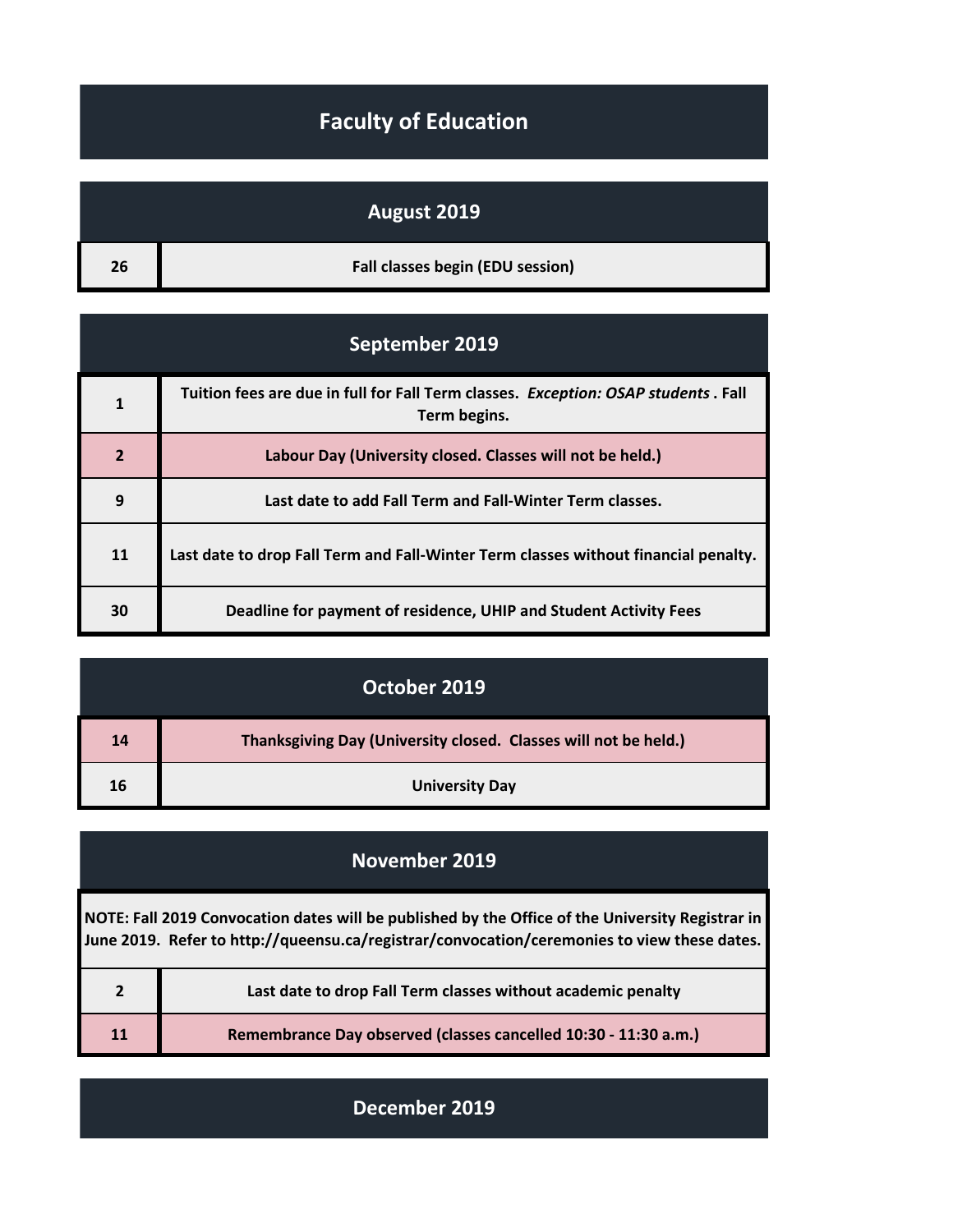# Faculty of Education

## August 2019

| | |
|---|---|
| 26 | Fall classes begin (EDU session) |

## September 2019

| | |
|---|---|
| 1 | Tuition fees are due in full for Fall Term classes. *Exception: OSAP students* . Fall Term begins. |
| 2 | Labour Day (University closed. Classes will not be held.) |
| 9 | Last date to add Fall Term and Fall-Winter Term classes. |
| 11 | Last date to drop Fall Term and Fall-Winter Term classes without financial penalty. |
| 30 | Deadline for payment of residence, UHIP and Student Activity Fees |

## October 2019

| | |
|---|---|
| 14 | Thanksgiving Day (University closed. Classes will not be held.) |
| 16 | University Day |

## November 2019

**NOTE: Fall 2019 Convocation dates will be published by the Office of the University Registrar in June 2019. Refer to http://queensu.ca/registrar/convocation/ceremonies to view these dates.**

| | |
|---|---|
| 2 | Last date to drop Fall Term classes without academic penalty |
| 11 | Remembrance Day observed (classes cancelled 10:30 - 11:30 a.m.) |

## December 2019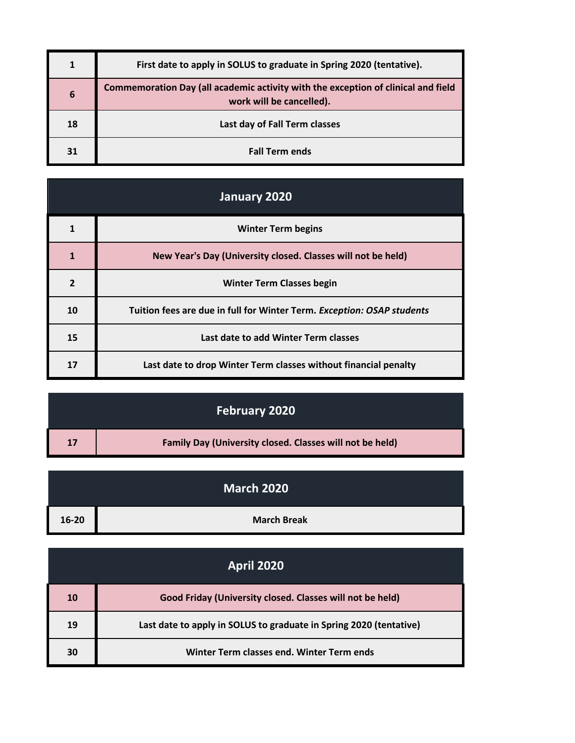| | |
|---|---|
| 1 | First date to apply in SOLUS to graduate in Spring 2020 (tentative). |
| 6 | Commemoration Day (all academic activity with the exception of clinical and field work will be cancelled). |
| 18 | Last day of Fall Term classes |
| 31 | Fall Term ends |

## January 2020

| | |
|---|---|
| 1 | Winter Term begins |
| 1 | New Year's Day (University closed. Classes will not be held) |
| 2 | Winter Term Classes begin |
| 10 | Tuition fees are due in full for Winter Term. *Exception: OSAP students* |
| 15 | Last date to add Winter Term classes |
| 17 | Last date to drop Winter Term classes without financial penalty |

## February 2020

| | |
|---|---|
| 17 | Family Day (University closed. Classes will not be held) |

## March 2020

| | |
|---|---|
| 16-20 | March Break |

## April 2020

| | |
|---|---|
| 10 | Good Friday (University closed. Classes will not be held) |
| 19 | Last date to apply in SOLUS to graduate in Spring 2020 (tentative) |
| 30 | Winter Term classes end. Winter Term ends |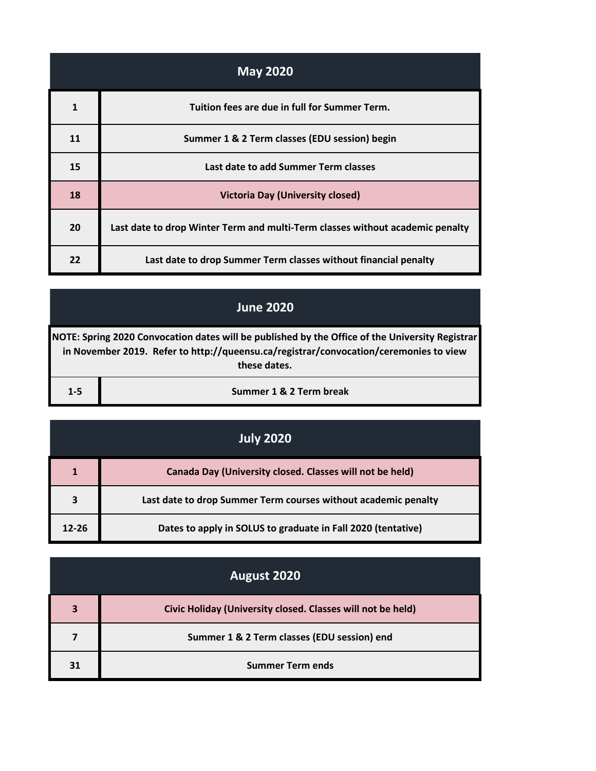| May 2020 | |
|---|---|
| 1 | Tuition fees are due in full for Summer Term. |
| 11 | Summer 1 & 2 Term classes (EDU session) begin |
| 15 | Last date to add Summer Term classes |
| 18 | Victoria Day (University closed) |
| 20 | Last date to drop Winter Term and multi-Term classes without academic penalty |
| 22 | Last date to drop Summer Term classes without financial penalty |

| June 2020 | |
|---|---|
| NOTE: Spring 2020 Convocation dates will be published by the Office of the University Registrar in November 2019. Refer to http://queensu.ca/registrar/convocation/ceremonies to view these dates. | |
| 1-5 | Summer 1 & 2 Term break |

| July 2020 | |
|---|---|
| 1 | Canada Day (University closed. Classes will not be held) |
| 3 | Last date to drop Summer Term courses without academic penalty |
| 12-26 | Dates to apply in SOLUS to graduate in Fall 2020 (tentative) |

| August 2020 | |
|---|---|
| 3 | Civic Holiday (University closed. Classes will not be held) |
| 7 | Summer 1 & 2 Term classes (EDU session) end |
| 31 | Summer Term ends |